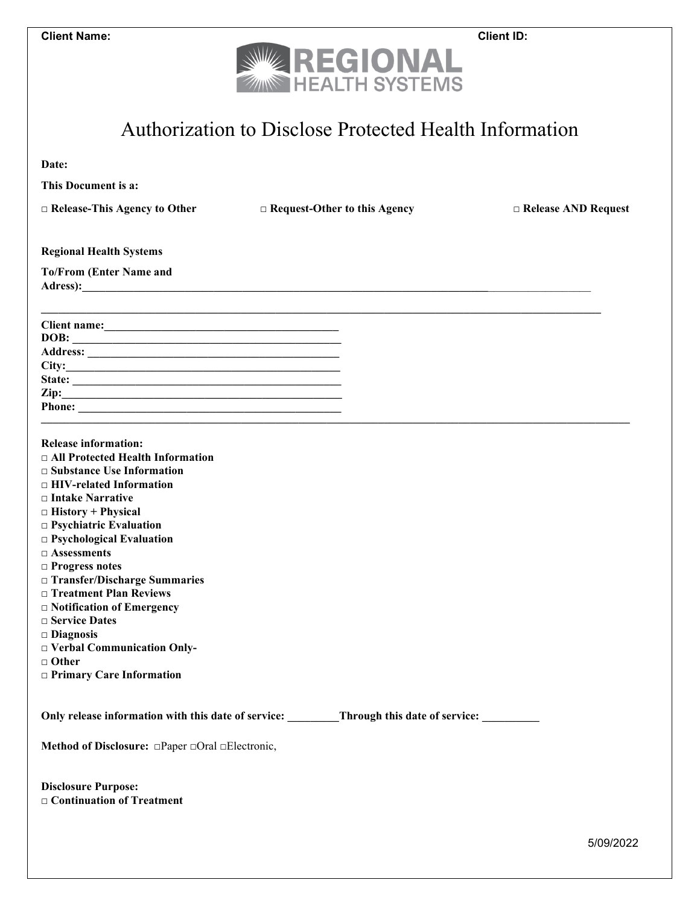**Client Name:** **Client ID:**

REGIONAL HEALTH SYSTEMS

# Authorization to Disclose Protected Health Information

**Date:**

**This Document is a:**

**□ Release-This Agency to Other** **□ Request-Other to this Agency** **□ Release AND Request**

**Regional Health Systems**

**To/From (Enter Name and Adress):**___________________________________________________________________________

___________________________________________________________________________________________

**Client name:**________________________________________
**DOB:** ____________________________________________
**Address:** _________________________________________
**City:**_____________________________________________
**State:** ___________________________________________
**Zip:**_____________________________________________
**Phone:** __________________________________________

___________________________________________________________________________________________

**Release information:**
**□ All Protected Health Information**
**□ Substance Use Information**
**□ HIV-related Information**
**□ Intake Narrative**
**□ History + Physical**
**□ Psychiatric Evaluation**
**□ Psychological Evaluation**
**□ Assessments**
**□ Progress notes**
**□ Transfer/Discharge Summaries**
**□ Treatment Plan Reviews**
**□ Notification of Emergency**
**□ Service Dates**
**□ Diagnosis**
**□ Verbal Communication Only-**
**□ Other**
**□ Primary Care Information**

**Only release information with this date of service:** _________ **Through this date of service:** __________

**Method of Disclosure:** □Paper □Oral □Electronic,

**Disclosure Purpose:**
**□ Continuation of Treatment**

5/09/2022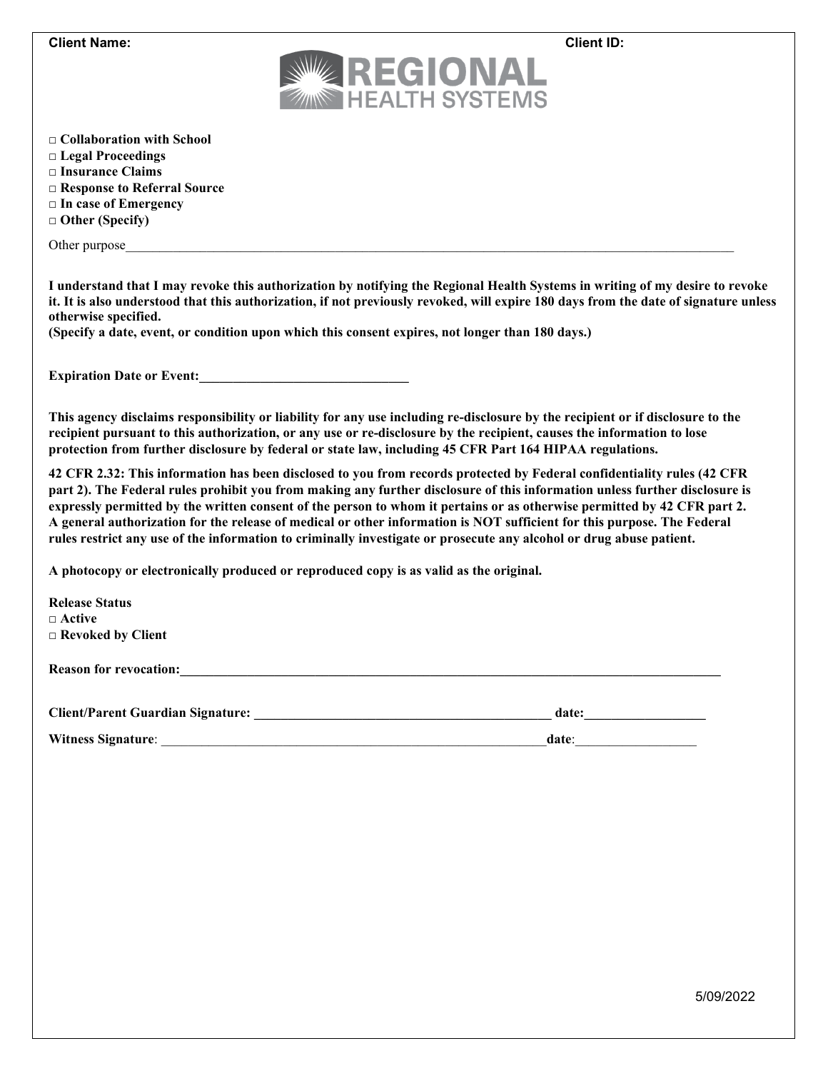**Client Name:** **Client ID:**

REGIONAL HEALTH SYSTEMS

- □ **Collaboration with School**
- □ **Legal Proceedings**
- □ **Insurance Claims**
- □ **Response to Referral Source**
- □ **In case of Emergency**
- □ **Other (Specify)**

Other purpose_______________________________________________________________________________________________

**I understand that I may revoke this authorization by notifying the Regional Health Systems in writing of my desire to revoke it. It is also understood that this authorization, if not previously revoked, will expire 180 days from the date of signature unless otherwise specified.**
**(Specify a date, event, or condition upon which this consent expires, not longer than 180 days.)**

**Expiration Date or Event:**_______________________________

**This agency disclaims responsibility or liability for any use including re-disclosure by the recipient or if disclosure to the recipient pursuant to this authorization, or any use or re-disclosure by the recipient, causes the information to lose protection from further disclosure by federal or state law, including 45 CFR Part 164 HIPAA regulations.**

**42 CFR 2.32: This information has been disclosed to you from records protected by Federal confidentiality rules (42 CFR part 2). The Federal rules prohibit you from making any further disclosure of this information unless further disclosure is expressly permitted by the written consent of the person to whom it pertains or as otherwise permitted by 42 CFR part 2. A general authorization for the release of medical or other information is NOT sufficient for this purpose. The Federal rules restrict any use of the information to criminally investigate or prosecute any alcohol or drug abuse patient.**

**A photocopy or electronically produced or reproduced copy is as valid as the original.**

**Release Status**
- □ **Active**
- □ **Revoked by Client**

**Reason for revocation:**_________________________________________________________________________________________

**Client/Parent Guardian Signature:** _____________________________________________ **date:**__________________

**Witness Signature**: ____________________________________________________________**date**:__________________

5/09/2022